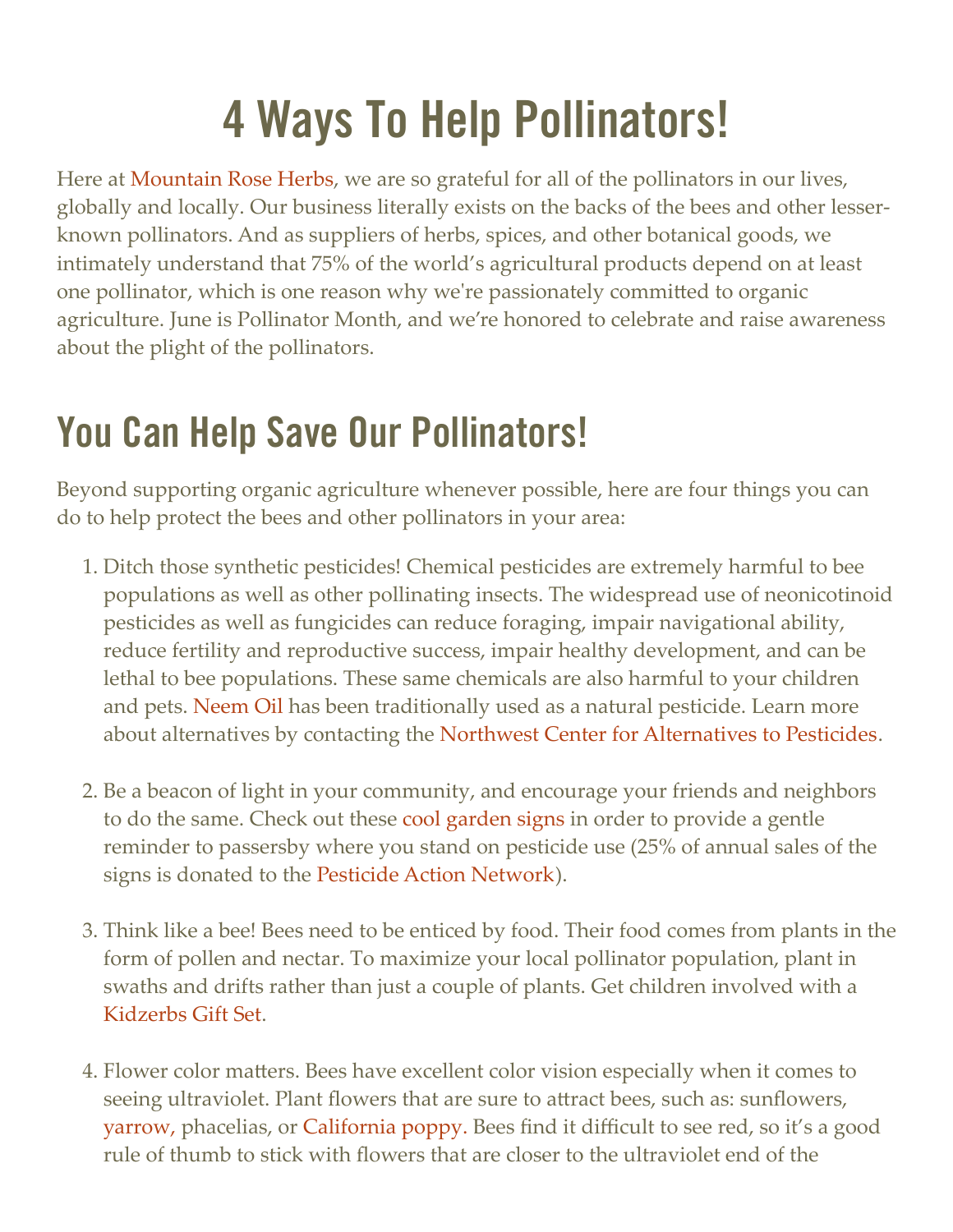# 4 Ways To Help Pollinators!

Here at Mountain Rose Herbs, we are so grateful for all of the pollinators in our lives, globally and locally. Our business literally exists on the backs of the bees and other lesser-known pollinators. And as suppliers of herbs, spices, and other botanical goods, we intimately understand that 75% of the world's agricultural products depend on at least one pollinator, which is one reason why we're passionately committed to organic agriculture. June is Pollinator Month, and we're honored to celebrate and raise awareness about the plight of the pollinators.

## You Can Help Save Our Pollinators!

Beyond supporting organic agriculture whenever possible, here are four things you can do to help protect the bees and other pollinators in your area:

1. Ditch those synthetic pesticides! Chemical pesticides are extremely harmful to bee populations as well as other pollinating insects. The widespread use of neonicotinoid pesticides as well as fungicides can reduce foraging, impair navigational ability, reduce fertility and reproductive success, impair healthy development, and can be lethal to bee populations. These same chemicals are also harmful to your children and pets. Neem Oil has been traditionally used as a natural pesticide. Learn more about alternatives by contacting the Northwest Center for Alternatives to Pesticides.

2. Be a beacon of light in your community, and encourage your friends and neighbors to do the same. Check out these cool garden signs in order to provide a gentle reminder to passersby where you stand on pesticide use (25% of annual sales of the signs is donated to the Pesticide Action Network).

3. Think like a bee! Bees need to be enticed by food. Their food comes from plants in the form of pollen and nectar. To maximize your local pollinator population, plant in swaths and drifts rather than just a couple of plants. Get children involved with a Kidzerbs Gift Set.

4. Flower color matters. Bees have excellent color vision especially when it comes to seeing ultraviolet. Plant flowers that are sure to attract bees, such as: sunflowers, yarrow, phacelias, or California poppy. Bees find it difficult to see red, so it's a good rule of thumb to stick with flowers that are closer to the ultraviolet end of the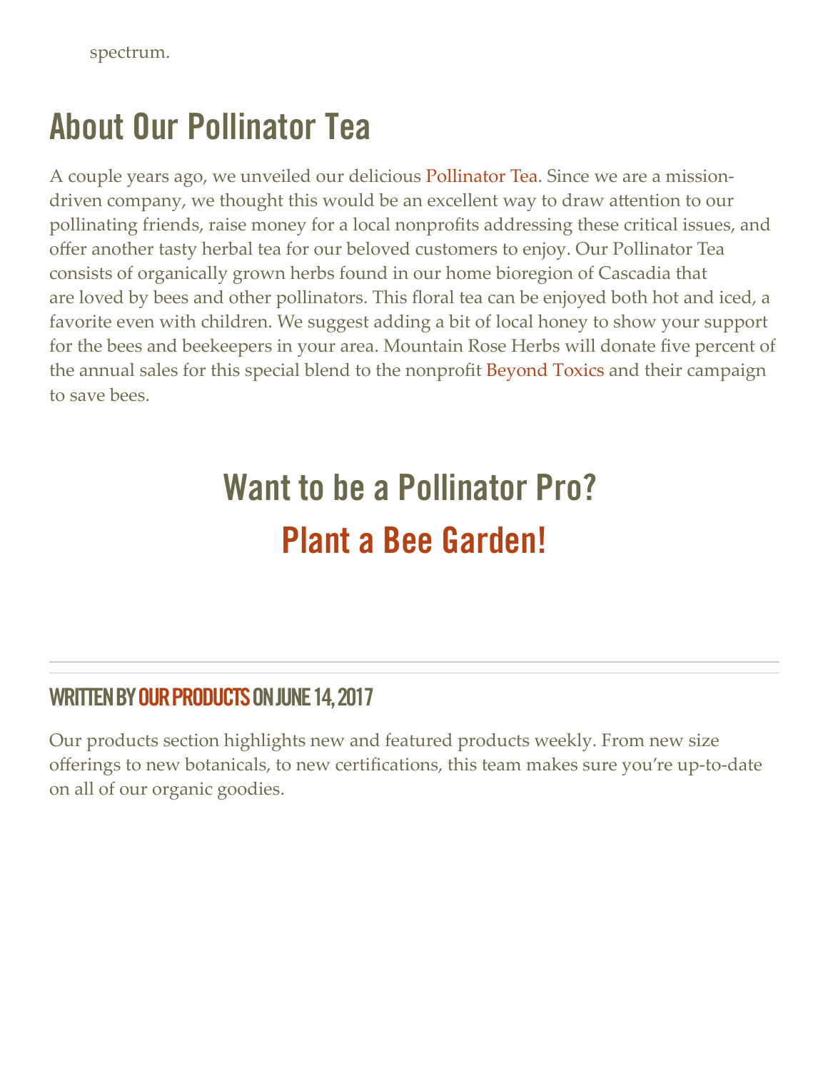spectrum.

## About Our Pollinator Tea

A couple years ago, we unveiled our delicious Pollinator Tea. Since we are a mission-driven company, we thought this would be an excellent way to draw attention to our pollinating friends, raise money for a local nonprofits addressing these critical issues, and offer another tasty herbal tea for our beloved customers to enjoy. Our Pollinator Tea consists of organically grown herbs found in our home bioregion of Cascadia that are loved by bees and other pollinators. This floral tea can be enjoyed both hot and iced, a favorite even with children. We suggest adding a bit of local honey to show your support for the bees and beekeepers in your area. Mountain Rose Herbs will donate five percent of the annual sales for this special blend to the nonprofit Beyond Toxics and their campaign to save bees.

## Want to be a Pollinator Pro?

## Plant a Bee Garden!

---

### WRITTEN BY OUR PRODUCTS ON JUNE 14, 2017

Our products section highlights new and featured products weekly. From new size offerings to new botanicals, to new certifications, this team makes sure you're up-to-date on all of our organic goodies.